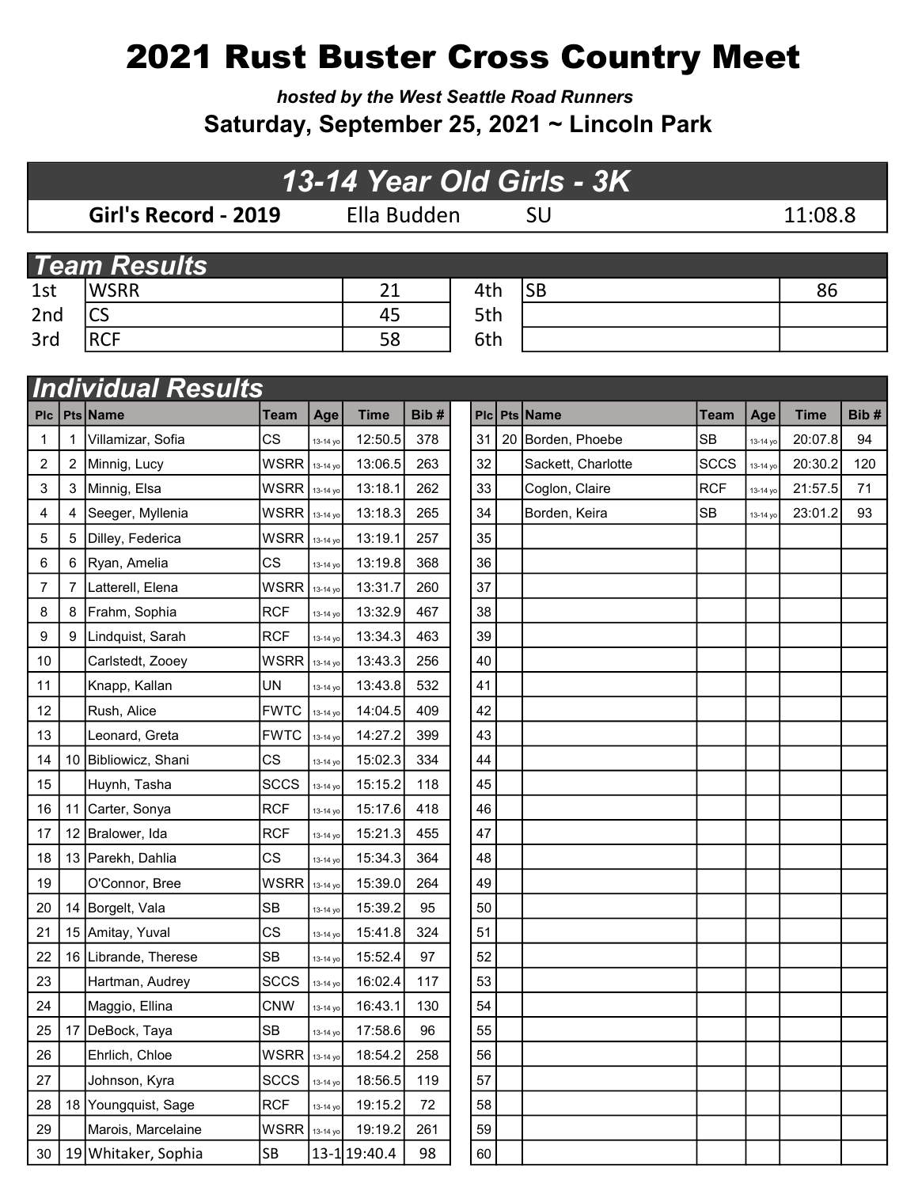# 2021 Rust Buster Cross Country Meet

***hosted by the West Seattle Road Runners***

**Saturday, September 25, 2021 ~ Lincoln Park**

## *13-14 Year Old Girls - 3K*

| **Girl's Record - 2019** | Ella Budden | SU | 11:08.8 |
|---|---|---|---|

## *Team Results*

| | | | | | |
|---|---|---|---|---|---|
| 1st | WSRR | 21 | 4th | SB | 86 |
| 2nd | CS | 45 | 5th | | |
| 3rd | RCF | 58 | 6th | | |

## *Individual Results*

| Plc | Pts | Name | Team | Age | Time | Bib # |
|---|---|---|---|---|---|---|
| 1 | 1 | Villamizar, Sofia | CS | 13-14 yo | 12:50.5 | 378 |
| 2 | 2 | Minnig, Lucy | WSRR | 13-14 yo | 13:06.5 | 263 |
| 3 | 3 | Minnig, Elsa | WSRR | 13-14 yo | 13:18.1 | 262 |
| 4 | 4 | Seeger, Myllenia | WSRR | 13-14 yo | 13:18.3 | 265 |
| 5 | 5 | Dilley, Federica | WSRR | 13-14 yo | 13:19.1 | 257 |
| 6 | 6 | Ryan, Amelia | CS | 13-14 yo | 13:19.8 | 368 |
| 7 | 7 | Latterell, Elena | WSRR | 13-14 yo | 13:31.7 | 260 |
| 8 | 8 | Frahm, Sophia | RCF | 13-14 yo | 13:32.9 | 467 |
| 9 | 9 | Lindquist, Sarah | RCF | 13-14 yo | 13:34.3 | 463 |
| 10 | | Carlstedt, Zooey | WSRR | 13-14 yo | 13:43.3 | 256 |
| 11 | | Knapp, Kallan | UN | 13-14 yo | 13:43.8 | 532 |
| 12 | | Rush, Alice | FWTC | 13-14 yo | 14:04.5 | 409 |
| 13 | | Leonard, Greta | FWTC | 13-14 yo | 14:27.2 | 399 |
| 14 | 10 | Bibliowicz, Shani | CS | 13-14 yo | 15:02.3 | 334 |
| 15 | | Huynh, Tasha | SCCS | 13-14 yo | 15:15.2 | 118 |
| 16 | 11 | Carter, Sonya | RCF | 13-14 yo | 15:17.6 | 418 |
| 17 | 12 | Bralower, Ida | RCF | 13-14 yo | 15:21.3 | 455 |
| 18 | 13 | Parekh, Dahlia | CS | 13-14 yo | 15:34.3 | 364 |
| 19 | | O'Connor, Bree | WSRR | 13-14 yo | 15:39.0 | 264 |
| 20 | 14 | Borgelt, Vala | SB | 13-14 yo | 15:39.2 | 95 |
| 21 | 15 | Amitay, Yuval | CS | 13-14 yo | 15:41.8 | 324 |
| 22 | 16 | Librande, Therese | SB | 13-14 yo | 15:52.4 | 97 |
| 23 | | Hartman, Audrey | SCCS | 13-14 yo | 16:02.4 | 117 |
| 24 | | Maggio, Ellina | CNW | 13-14 yo | 16:43.1 | 130 |
| 25 | 17 | DeBock, Taya | SB | 13-14 yo | 17:58.6 | 96 |
| 26 | | Ehrlich, Chloe | WSRR | 13-14 yo | 18:54.2 | 258 |
| 27 | | Johnson, Kyra | SCCS | 13-14 yo | 18:56.5 | 119 |
| 28 | 18 | Youngquist, Sage | RCF | 13-14 yo | 19:15.2 | 72 |
| 29 | | Marois, Marcelaine | WSRR | 13-14 yo | 19:19.2 | 261 |
| 30 | 19 | Whitaker, Sophia | SB | 13-1 | 19:40.4 | 98 |
| 31 | 20 | Borden, Phoebe | SB | 13-14 yo | 20:07.8 | 94 |
| 32 | | Sackett, Charlotte | SCCS | 13-14 yo | 20:30.2 | 120 |
| 33 | | Coglon, Claire | RCF | 13-14 yo | 21:57.5 | 71 |
| 34 | | Borden, Keira | SB | 13-14 yo | 23:01.2 | 93 |
| 35 | | | | | | |
| 36 | | | | | | |
| 37 | | | | | | |
| 38 | | | | | | |
| 39 | | | | | | |
| 40 | | | | | | |
| 41 | | | | | | |
| 42 | | | | | | |
| 43 | | | | | | |
| 44 | | | | | | |
| 45 | | | | | | |
| 46 | | | | | | |
| 47 | | | | | | |
| 48 | | | | | | |
| 49 | | | | | | |
| 50 | | | | | | |
| 51 | | | | | | |
| 52 | | | | | | |
| 53 | | | | | | |
| 54 | | | | | | |
| 55 | | | | | | |
| 56 | | | | | | |
| 57 | | | | | | |
| 58 | | | | | | |
| 59 | | | | | | |
| 60 | | | | | | |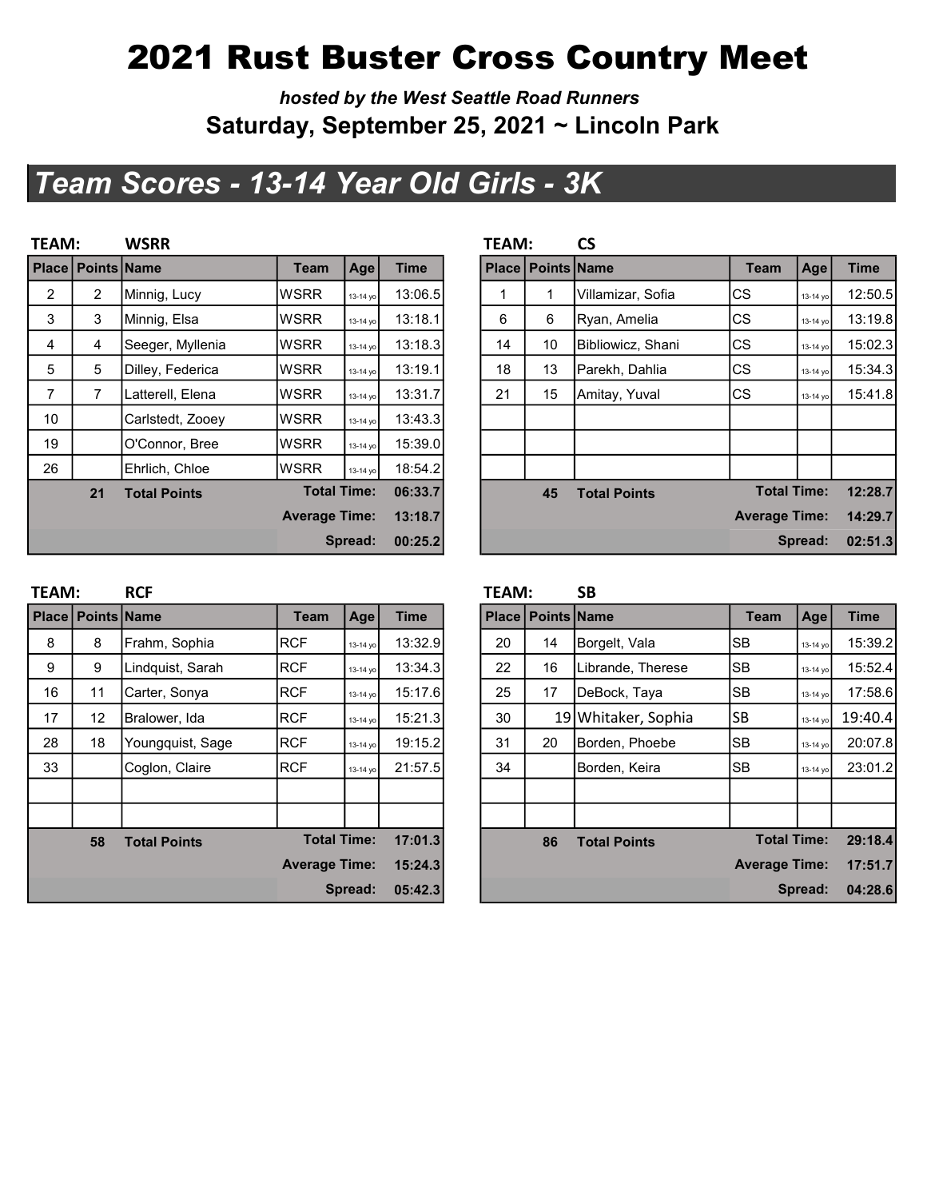# 2021 Rust Buster Cross Country Meet

***hosted by the West Seattle Road Runners***

**Saturday, September 25, 2021 ~ Lincoln Park**

## *Team Scores - 13-14 Year Old Girls - 3K*

**TEAM: WSRR**

| Place | Points | Name | Team | Age | Time |
|---|---|---|---|---|---|
| 2 | 2 | Minnig, Lucy | WSRR | 13-14 yo | 13:06.5 |
| 3 | 3 | Minnig, Elsa | WSRR | 13-14 yo | 13:18.1 |
| 4 | 4 | Seeger, Myllenia | WSRR | 13-14 yo | 13:18.3 |
| 5 | 5 | Dilley, Federica | WSRR | 13-14 yo | 13:19.1 |
| 7 | 7 | Latterell, Elena | WSRR | 13-14 yo | 13:31.7 |
| 10 | | Carlstedt, Zooey | WSRR | 13-14 yo | 13:43.3 |
| 19 | | O'Connor, Bree | WSRR | 13-14 yo | 15:39.0 |
| 26 | | Ehrlich, Chloe | WSRR | 13-14 yo | 18:54.2 |
| | 21 | Total Points | | Total Time: | 06:33.7 |
| | | | | Average Time: | 13:18.7 |
| | | | | Spread: | 00:25.2 |

**TEAM: CS**

| Place | Points | Name | Team | Age | Time |
|---|---|---|---|---|---|
| 1 | 1 | Villamizar, Sofia | CS | 13-14 yo | 12:50.5 |
| 6 | 6 | Ryan, Amelia | CS | 13-14 yo | 13:19.8 |
| 14 | 10 | Bibliowicz, Shani | CS | 13-14 yo | 15:02.3 |
| 18 | 13 | Parekh, Dahlia | CS | 13-14 yo | 15:34.3 |
| 21 | 15 | Amitay, Yuval | CS | 13-14 yo | 15:41.8 |
| | 45 | Total Points | | Total Time: | 12:28.7 |
| | | | | Average Time: | 14:29.7 |
| | | | | Spread: | 02:51.3 |

**TEAM: RCF**

| Place | Points | Name | Team | Age | Time |
|---|---|---|---|---|---|
| 8 | 8 | Frahm, Sophia | RCF | 13-14 yo | 13:32.9 |
| 9 | 9 | Lindquist, Sarah | RCF | 13-14 yo | 13:34.3 |
| 16 | 11 | Carter, Sonya | RCF | 13-14 yo | 15:17.6 |
| 17 | 12 | Bralower, Ida | RCF | 13-14 yo | 15:21.3 |
| 28 | 18 | Youngquist, Sage | RCF | 13-14 yo | 19:15.2 |
| 33 | | Coglon, Claire | RCF | 13-14 yo | 21:57.5 |
| | 58 | Total Points | | Total Time: | 17:01.3 |
| | | | | Average Time: | 15:24.3 |
| | | | | Spread: | 05:42.3 |

**TEAM: SB**

| Place | Points | Name | Team | Age | Time |
|---|---|---|---|---|---|
| 20 | 14 | Borgelt, Vala | SB | 13-14 yo | 15:39.2 |
| 22 | 16 | Librande, Therese | SB | 13-14 yo | 15:52.4 |
| 25 | 17 | DeBock, Taya | SB | 13-14 yo | 17:58.6 |
| 30 | 19 | Whitaker, Sophia | SB | 13-14 yo | 19:40.4 |
| 31 | 20 | Borden, Phoebe | SB | 13-14 yo | 20:07.8 |
| 34 | | Borden, Keira | SB | 13-14 yo | 23:01.2 |
| | 86 | Total Points | | Total Time: | 29:18.4 |
| | | | | Average Time: | 17:51.7 |
| | | | | Spread: | 04:28.6 |